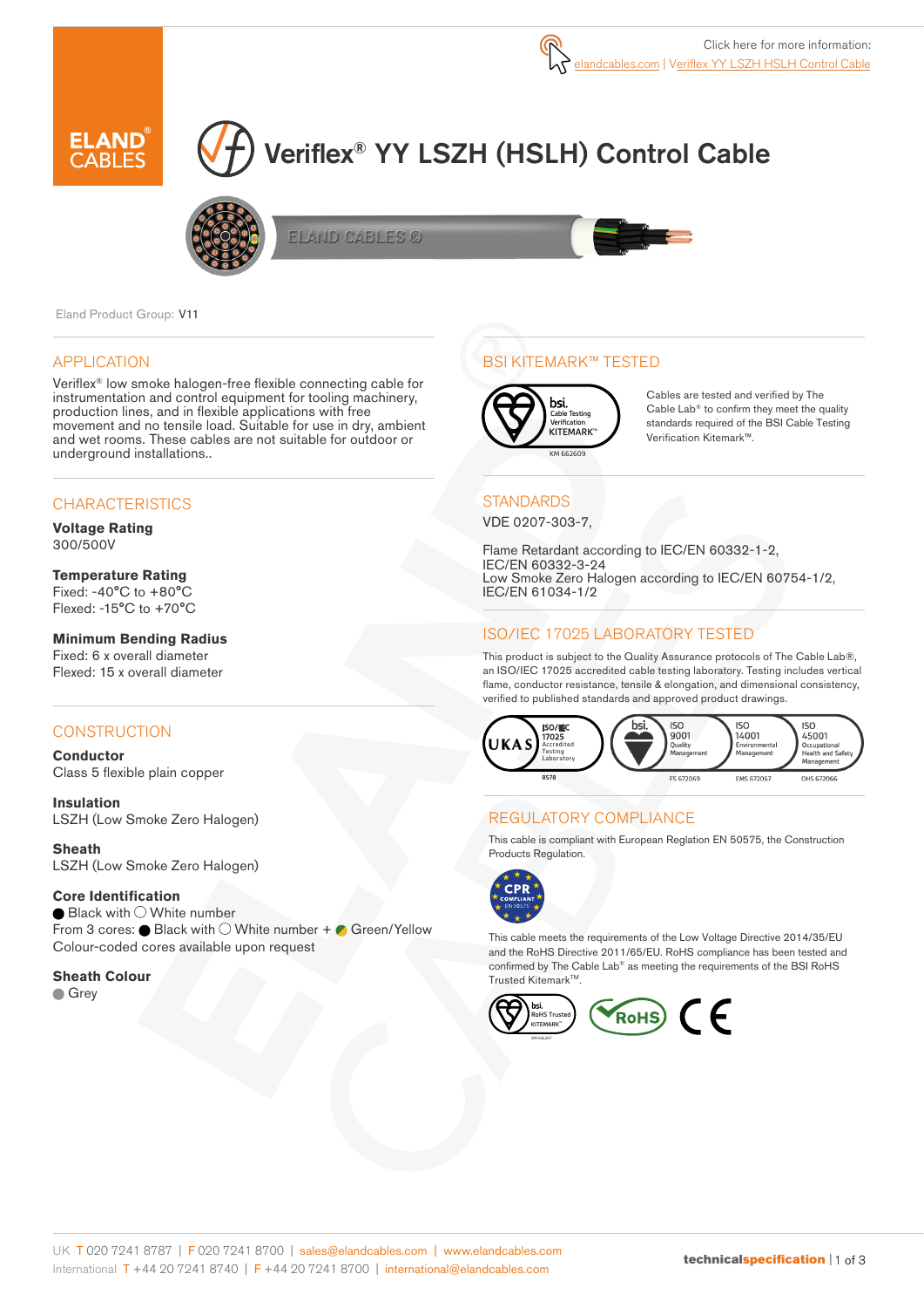Click here for more information: elandcables.com | Veriflex YY LSZH HSLH Control Cable

# Veriflex® YY LSZH (HSLH) Control Cable

Eland Product Group: V11

## APPLICATION

Veriflex® low smoke halogen-free flexible connecting cable for instrumentation and control equipment for tooling machinery, production lines, and in flexible applications with free movement and no tensile load. Suitable for use in dry, ambient and wet rooms. These cables are not suitable for outdoor or underground installations..

## CHARACTERISTICS

**Voltage Rating**
300/500V

**Temperature Rating**
Fixed: -40°C to +80°C
Flexed: -15°C to +70°C

**Minimum Bending Radius**
Fixed: 6 x overall diameter
Flexed: 15 x overall diameter

## CONSTRUCTION

**Conductor**
Class 5 flexible plain copper

**Insulation**
LSZH (Low Smoke Zero Halogen)

**Sheath**
LSZH (Low Smoke Zero Halogen)

**Core Identification**
● Black with ○ White number
From 3 cores: ● Black with ○ White number + Green/Yellow
Colour-coded cores available upon request

**Sheath Colour**
● Grey

## BSI KITEMARK™ TESTED

bsi. Cable Testing Verification KITEMARK™ KM 662609

Cables are tested and verified by The Cable Lab® to confirm they meet the quality standards required of the BSI Cable Testing Verification Kitemark™.

## STANDARDS

VDE 0207-303-7,

Flame Retardant according to IEC/EN 60332-1-2, IEC/EN 60332-3-24
Low Smoke Zero Halogen according to IEC/EN 60754-1/2, IEC/EN 61034-1/2

## ISO/IEC 17025 LABORATORY TESTED

This product is subject to the Quality Assurance protocols of The Cable Lab®, an ISO/IEC 17025 accredited cable testing laboratory. Testing includes vertical flame, conductor resistance, tensile & elongation, and dimensional consistency, verified to published standards and approved product drawings.

UKAS ISO/IEC 17025 Accredited Testing Laboratory 8578 | bsi. ISO 9001 Quality Management FS 672069 | ISO 14001 Environmental Management EMS 672067 | ISO 45001 Occupational Health and Safety Management OHS 672066

## REGULATORY COMPLIANCE

This cable is compliant with European Reglation EN 50575, the Construction Products Regulation.

CPR COMPLIANT EN 50575

This cable meets the requirements of the Low Voltage Directive 2014/35/EU and the RoHS Directive 2011/65/EU. RoHS compliance has been tested and confirmed by The Cable Lab® as meeting the requirements of the BSI RoHS Trusted Kitemark™.

bsi. RoHS Trusted KITEMARK™ | RoHS | CE

UK T 020 7241 8787 | F 020 7241 8700 | sales@elandcables.com | www.elandcables.com
International T +44 20 7241 8740 | F +44 20 7241 8700 | international@elandcables.com

technicalspecification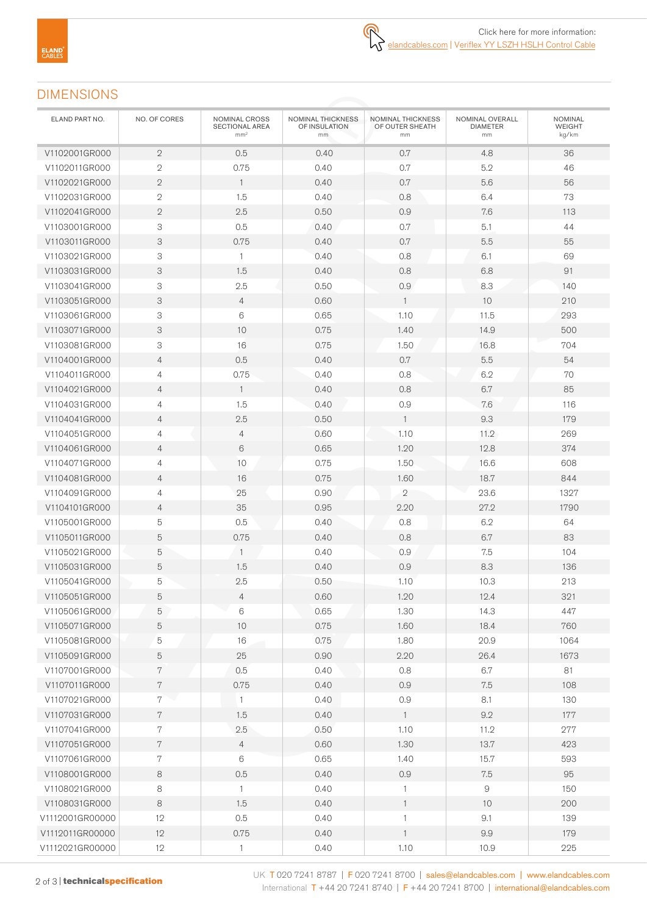Click here for more information:
elandcables.com | Veriflex YY LSZH HSLH Control Cable

## DIMENSIONS

| ELAND PART NO. | NO. OF CORES | NOMINAL CROSS SECTIONAL AREA mm² | NOMINAL THICKNESS OF INSULATION mm | NOMINAL THICKNESS OF OUTER SHEATH mm | NOMINAL OVERALL DIAMETER mm | NOMINAL WEIGHT kg/km |
|---|---|---|---|---|---|---|
| V1102001GR000 | 2 | 0.5 | 0.40 | 0.7 | 4.8 | 36 |
| V1102011GR000 | 2 | 0.75 | 0.40 | 0.7 | 5.2 | 46 |
| V1102021GR000 | 2 | 1 | 0.40 | 0.7 | 5.6 | 56 |
| V1102031GR000 | 2 | 1.5 | 0.40 | 0.8 | 6.4 | 73 |
| V1102041GR000 | 2 | 2.5 | 0.50 | 0.9 | 7.6 | 113 |
| V1103001GR000 | 3 | 0.5 | 0.40 | 0.7 | 5.1 | 44 |
| V1103011GR000 | 3 | 0.75 | 0.40 | 0.7 | 5.5 | 55 |
| V1103021GR000 | 3 | 1 | 0.40 | 0.8 | 6.1 | 69 |
| V1103031GR000 | 3 | 1.5 | 0.40 | 0.8 | 6.8 | 91 |
| V1103041GR000 | 3 | 2.5 | 0.50 | 0.9 | 8.3 | 140 |
| V1103051GR000 | 3 | 4 | 0.60 | 1 | 10 | 210 |
| V1103061GR000 | 3 | 6 | 0.65 | 1.10 | 11.5 | 293 |
| V1103071GR000 | 3 | 10 | 0.75 | 1.40 | 14.9 | 500 |
| V1103081GR000 | 3 | 16 | 0.75 | 1.50 | 16.8 | 704 |
| V1104001GR000 | 4 | 0.5 | 0.40 | 0.7 | 5.5 | 54 |
| V1104011GR000 | 4 | 0.75 | 0.40 | 0.8 | 6.2 | 70 |
| V1104021GR000 | 4 | 1 | 0.40 | 0.8 | 6.7 | 85 |
| V1104031GR000 | 4 | 1.5 | 0.40 | 0.9 | 7.6 | 116 |
| V1104041GR000 | 4 | 2.5 | 0.50 | 1 | 9.3 | 179 |
| V1104051GR000 | 4 | 4 | 0.60 | 1.10 | 11.2 | 269 |
| V1104061GR000 | 4 | 6 | 0.65 | 1.20 | 12.8 | 374 |
| V1104071GR000 | 4 | 10 | 0.75 | 1.50 | 16.6 | 608 |
| V1104081GR000 | 4 | 16 | 0.75 | 1.60 | 18.7 | 844 |
| V1104091GR000 | 4 | 25 | 0.90 | 2 | 23.6 | 1327 |
| V1104101GR000 | 4 | 35 | 0.95 | 2.20 | 27.2 | 1790 |
| V1105001GR000 | 5 | 0.5 | 0.40 | 0.8 | 6.2 | 64 |
| V1105011GR000 | 5 | 0.75 | 0.40 | 0.8 | 6.7 | 83 |
| V1105021GR000 | 5 | 1 | 0.40 | 0.9 | 7.5 | 104 |
| V1105031GR000 | 5 | 1.5 | 0.40 | 0.9 | 8.3 | 136 |
| V1105041GR000 | 5 | 2.5 | 0.50 | 1.10 | 10.3 | 213 |
| V1105051GR000 | 5 | 4 | 0.60 | 1.20 | 12.4 | 321 |
| V1105061GR000 | 5 | 6 | 0.65 | 1.30 | 14.3 | 447 |
| V1105071GR000 | 5 | 10 | 0.75 | 1.60 | 18.4 | 760 |
| V1105081GR000 | 5 | 16 | 0.75 | 1.80 | 20.9 | 1064 |
| V1105091GR000 | 5 | 25 | 0.90 | 2.20 | 26.4 | 1673 |
| V1107001GR000 | 7 | 0.5 | 0.40 | 0.8 | 6.7 | 81 |
| V1107011GR000 | 7 | 0.75 | 0.40 | 0.9 | 7.5 | 108 |
| V1107021GR000 | 7 | 1 | 0.40 | 0.9 | 8.1 | 130 |
| V1107031GR000 | 7 | 1.5 | 0.40 | 1 | 9.2 | 177 |
| V1107041GR000 | 7 | 2.5 | 0.50 | 1.10 | 11.2 | 277 |
| V1107051GR000 | 7 | 4 | 0.60 | 1.30 | 13.7 | 423 |
| V1107061GR000 | 7 | 6 | 0.65 | 1.40 | 15.7 | 593 |
| V1108001GR000 | 8 | 0.5 | 0.40 | 0.9 | 7.5 | 95 |
| V1108021GR000 | 8 | 1 | 0.40 | 1 | 9 | 150 |
| V1108031GR000 | 8 | 1.5 | 0.40 | 1 | 10 | 200 |
| V1112001GR00000 | 12 | 0.5 | 0.40 | 1 | 9.1 | 139 |
| V1112011GR00000 | 12 | 0.75 | 0.40 | 1 | 9.9 | 179 |
| V1112021GR00000 | 12 | 1 | 0.40 | 1.10 | 10.9 | 225 |

UK T 020 7241 8787 | F 020 7241 8700 | sales@elandcables.com | www.elandcables.com
International T +44 20 7241 8740 | F +44 20 7241 8700 | international@elandcables.com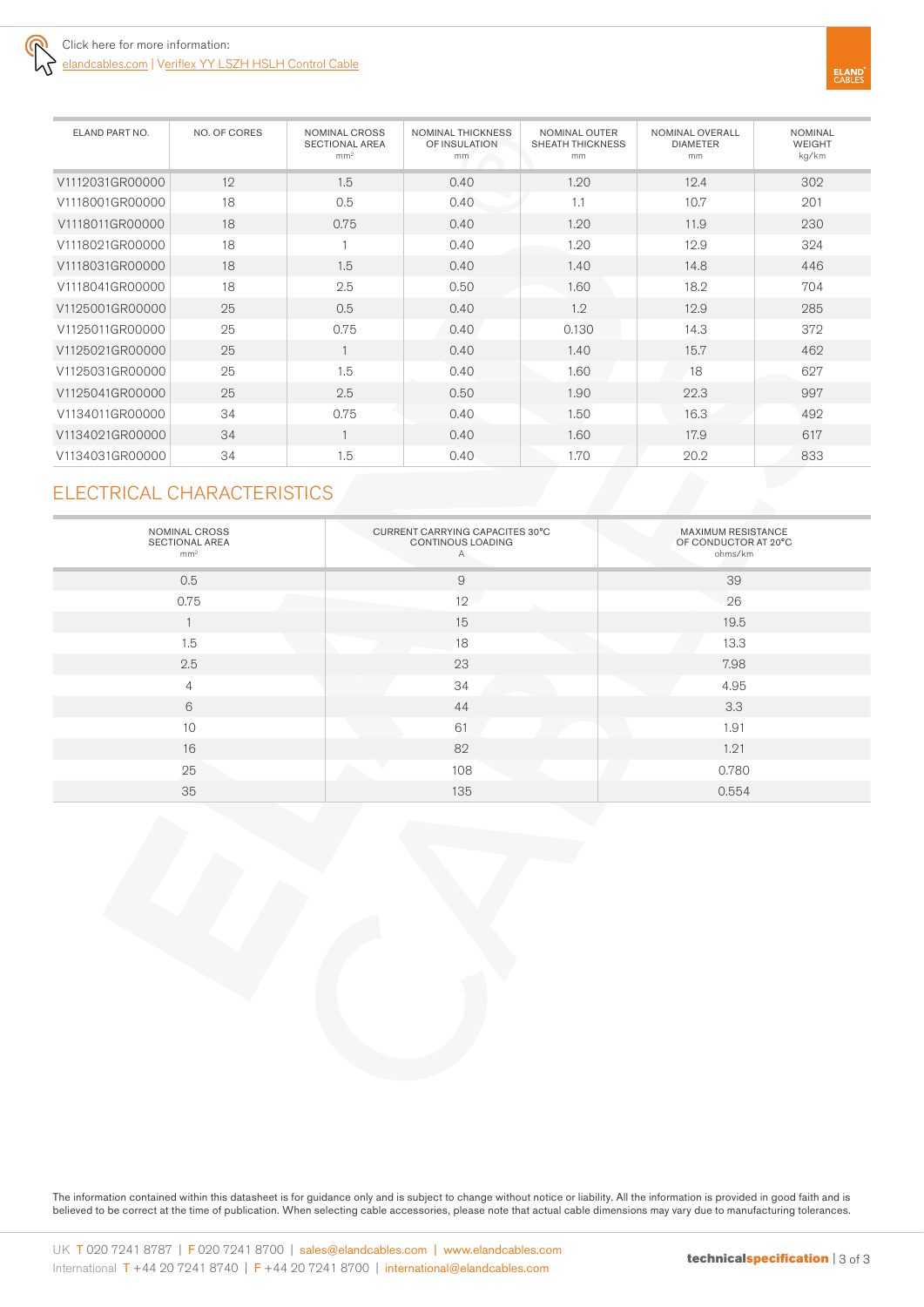Click here for more information:
elandcables.com | Veriflex YY LSZH HSLH Control Cable

| ELAND PART NO. | NO. OF CORES | NOMINAL CROSS SECTIONAL AREA mm² | NOMINAL THICKNESS OF INSULATION mm | NOMINAL OUTER SHEATH THICKNESS mm | NOMINAL OVERALL DIAMETER mm | NOMINAL WEIGHT kg/km |
|---|---|---|---|---|---|---|
| V1112031GR00000 | 12 | 1.5 | 0.40 | 1.20 | 12.4 | 302 |
| V1118001GR00000 | 18 | 0.5 | 0.40 | 1.1 | 10.7 | 201 |
| V1118011GR00000 | 18 | 0.75 | 0.40 | 1.20 | 11.9 | 230 |
| V1118021GR00000 | 18 | 1 | 0.40 | 1.20 | 12.9 | 324 |
| V1118031GR00000 | 18 | 1.5 | 0.40 | 1.40 | 14.8 | 446 |
| V1118041GR00000 | 18 | 2.5 | 0.50 | 1.60 | 18.2 | 704 |
| V1125001GR00000 | 25 | 0.5 | 0.40 | 1.2 | 12.9 | 285 |
| V1125011GR00000 | 25 | 0.75 | 0.40 | 0.130 | 14.3 | 372 |
| V1125021GR00000 | 25 | 1 | 0.40 | 1.40 | 15.7 | 462 |
| V1125031GR00000 | 25 | 1.5 | 0.40 | 1.60 | 18 | 627 |
| V1125041GR00000 | 25 | 2.5 | 0.50 | 1.90 | 22.3 | 997 |
| V1134011GR00000 | 34 | 0.75 | 0.40 | 1.50 | 16.3 | 492 |
| V1134021GR00000 | 34 | 1 | 0.40 | 1.60 | 17.9 | 617 |
| V1134031GR00000 | 34 | 1.5 | 0.40 | 1.70 | 20.2 | 833 |

## ELECTRICAL CHARACTERISTICS

| NOMINAL CROSS SECTIONAL AREA mm² | CURRENT CARRYING CAPACITES 30°C CONTINOUS LOADING A | MAXIMUM RESISTANCE OF CONDUCTOR AT 20°C ohms/km |
|---|---|---|
| 0.5 | 9 | 39 |
| 0.75 | 12 | 26 |
| 1 | 15 | 19.5 |
| 1.5 | 18 | 13.3 |
| 2.5 | 23 | 7.98 |
| 4 | 34 | 4.95 |
| 6 | 44 | 3.3 |
| 10 | 61 | 1.91 |
| 16 | 82 | 1.21 |
| 25 | 108 | 0.780 |
| 35 | 135 | 0.554 |

The information contained within this datasheet is for guidance only and is subject to change without notice or liability. All the information is provided in good faith and is believed to be correct at the time of publication. When selecting cable accessories, please note that actual cable dimensions may vary due to manufacturing tolerances.

UK T 020 7241 8787 | F 020 7241 8700 | sales@elandcables.com | www.elandcables.com
International T +44 20 7241 8740 | F +44 20 7241 8700 | international@elandcables.com